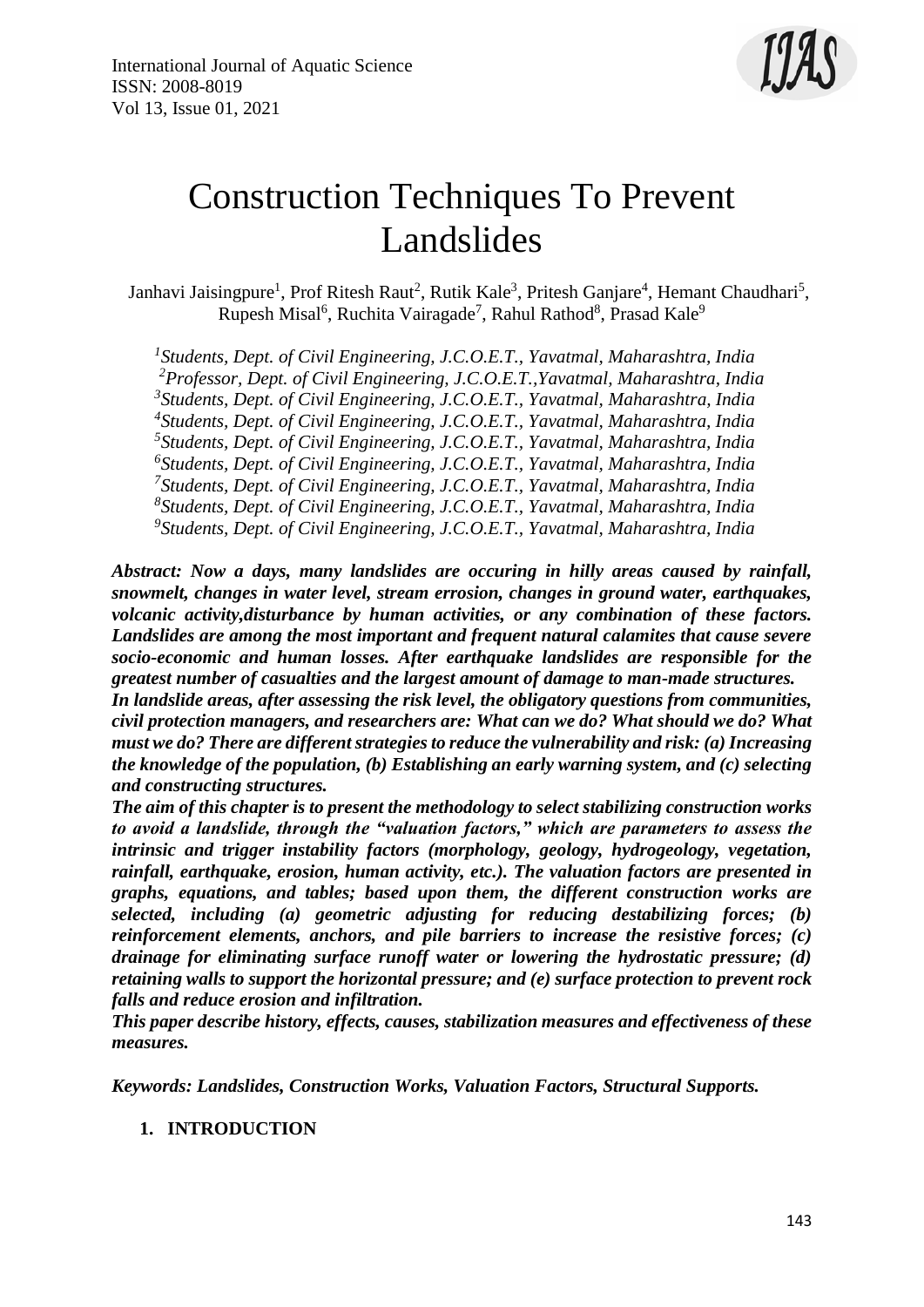# Construction Techniques To Prevent Landslides

Janhavi Jaisingpure[1], Prof Ritesh Raut[2], Rutik Kale[3], Pritesh Ganjare[4], Hemant Chaudhari[5], Rupesh Misal[6], Ruchita Vairagade[7], Rahul Rathod[8], Prasad Kale[9]

*[1]Students, Dept. of Civil Engineering, J.C.O.E.T., Yavatmal, Maharashtra, India*
*[2]Professor, Dept. of Civil Engineering, J.C.O.E.T.,Yavatmal, Maharashtra, India*
*[3]Students, Dept. of Civil Engineering, J.C.O.E.T., Yavatmal, Maharashtra, India*
*[4]Students, Dept. of Civil Engineering, J.C.O.E.T., Yavatmal, Maharashtra, India*
*[5]Students, Dept. of Civil Engineering, J.C.O.E.T., Yavatmal, Maharashtra, India*
*[6]Students, Dept. of Civil Engineering, J.C.O.E.T., Yavatmal, Maharashtra, India*
*[7]Students, Dept. of Civil Engineering, J.C.O.E.T., Yavatmal, Maharashtra, India*
*[8]Students, Dept. of Civil Engineering, J.C.O.E.T., Yavatmal, Maharashtra, India*
*[9]Students, Dept. of Civil Engineering, J.C.O.E.T., Yavatmal, Maharashtra, India*

***Abstract: Now a days, many landslides are occuring in hilly areas caused by rainfall, snowmelt, changes in water level, stream errosion, changes in ground water, earthquakes, volcanic activity,disturbance by human activities, or any combination of these factors. Landslides are among the most important and frequent natural calamites that cause severe socio-economic and human losses. After earthquake landslides are responsible for the greatest number of casualties and the largest amount of damage to man-made structures.***

***In landslide areas, after assessing the risk level, the obligatory questions from communities, civil protection managers, and researchers are: What can we do? What should we do? What must we do? There are different strategies to reduce the vulnerability and risk: (a) Increasing the knowledge of the population, (b) Establishing an early warning system, and (c) selecting and constructing structures.***

***The aim of this chapter is to present the methodology to select stabilizing construction works to avoid a landslide, through the "valuation factors," which are parameters to assess the intrinsic and trigger instability factors (morphology, geology, hydrogeology, vegetation, rainfall, earthquake, erosion, human activity, etc.). The valuation factors are presented in graphs, equations, and tables; based upon them, the different construction works are selected, including (a) geometric adjusting for reducing destabilizing forces; (b) reinforcement elements, anchors, and pile barriers to increase the resistive forces; (c) drainage for eliminating surface runoff water or lowering the hydrostatic pressure; (d) retaining walls to support the horizontal pressure; and (e) surface protection to prevent rock falls and reduce erosion and infiltration.***

***This paper describe history, effects, causes, stabilization measures and effectiveness of these measures.***

***Keywords: Landslides, Construction Works, Valuation Factors, Structural Supports.***

## 1. INTRODUCTION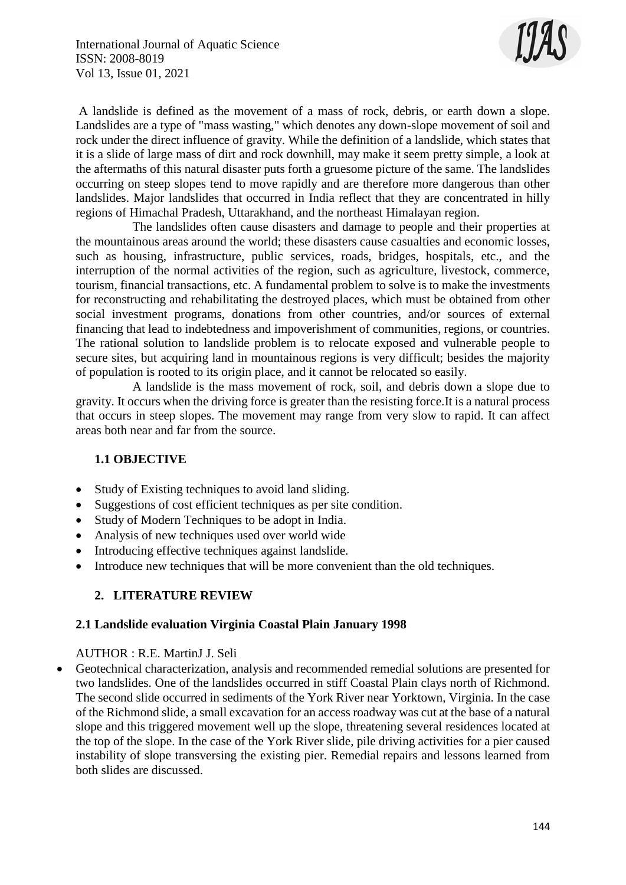A landslide is defined as the movement of a mass of rock, debris, or earth down a slope. Landslides are a type of "mass wasting," which denotes any down-slope movement of soil and rock under the direct influence of gravity. While the definition of a landslide, which states that it is a slide of large mass of dirt and rock downhill, may make it seem pretty simple, a look at the aftermaths of this natural disaster puts forth a gruesome picture of the same. The landslides occurring on steep slopes tend to move rapidly and are therefore more dangerous than other landslides. Major landslides that occurred in India reflect that they are concentrated in hilly regions of Himachal Pradesh, Uttarakhand, and the northeast Himalayan region.

The landslides often cause disasters and damage to people and their properties at the mountainous areas around the world; these disasters cause casualties and economic losses, such as housing, infrastructure, public services, roads, bridges, hospitals, etc., and the interruption of the normal activities of the region, such as agriculture, livestock, commerce, tourism, financial transactions, etc. A fundamental problem to solve is to make the investments for reconstructing and rehabilitating the destroyed places, which must be obtained from other social investment programs, donations from other countries, and/or sources of external financing that lead to indebtedness and impoverishment of communities, regions, or countries. The rational solution to landslide problem is to relocate exposed and vulnerable people to secure sites, but acquiring land in mountainous regions is very difficult; besides the majority of population is rooted to its origin place, and it cannot be relocated so easily.

A landslide is the mass movement of rock, soil, and debris down a slope due to gravity. It occurs when the driving force is greater than the resisting force.It is a natural process that occurs in steep slopes. The movement may range from very slow to rapid. It can affect areas both near and far from the source.

### 1.1 OBJECTIVE

- Study of Existing techniques to avoid land sliding.
- Suggestions of cost efficient techniques as per site condition.
- Study of Modern Techniques to be adopt in India.
- Analysis of new techniques used over world wide
- Introducing effective techniques against landslide.
- Introduce new techniques that will be more convenient than the old techniques.

## 2. LITERATURE REVIEW

### 2.1 Landslide evaluation Virginia Coastal Plain January 1998

AUTHOR : R.E. MartinJ J. Seli

- Geotechnical characterization, analysis and recommended remedial solutions are presented for two landslides. One of the landslides occurred in stiff Coastal Plain clays north of Richmond. The second slide occurred in sediments of the York River near Yorktown, Virginia. In the case of the Richmond slide, a small excavation for an access roadway was cut at the base of a natural slope and this triggered movement well up the slope, threatening several residences located at the top of the slope. In the case of the York River slide, pile driving activities for a pier caused instability of slope transversing the existing pier. Remedial repairs and lessons learned from both slides are discussed.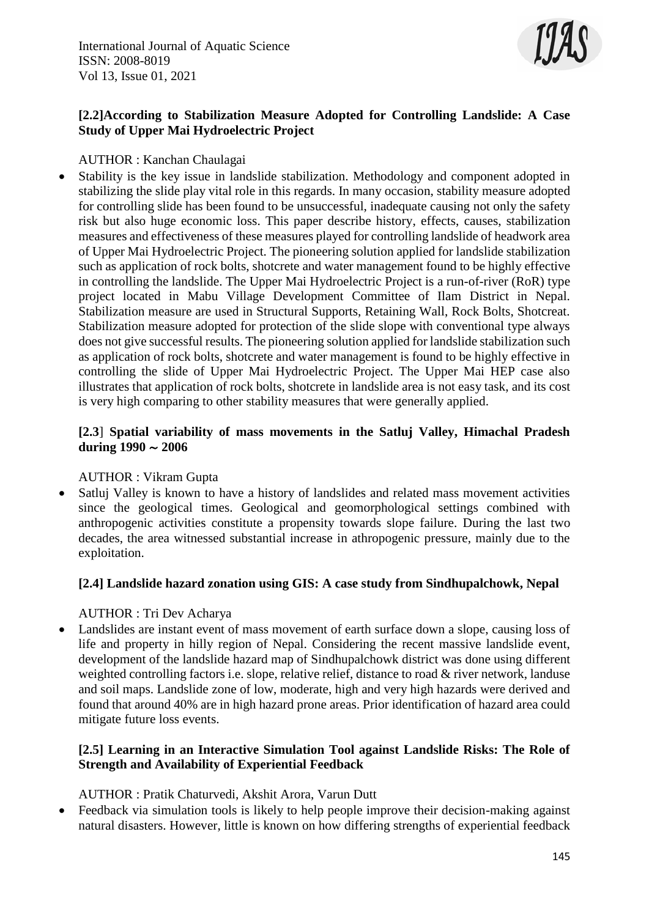### [2.2]According to Stabilization Measure Adopted for Controlling Landslide: A Case Study of Upper Mai Hydroelectric Project

AUTHOR : Kanchan Chaulagai

- Stability is the key issue in landslide stabilization. Methodology and component adopted in stabilizing the slide play vital role in this regards. In many occasion, stability measure adopted for controlling slide has been found to be unsuccessful, inadequate causing not only the safety risk but also huge economic loss. This paper describe history, effects, causes, stabilization measures and effectiveness of these measures played for controlling landslide of headwork area of Upper Mai Hydroelectric Project. The pioneering solution applied for landslide stabilization such as application of rock bolts, shotcrete and water management found to be highly effective in controlling the landslide. The Upper Mai Hydroelectric Project is a run-of-river (RoR) type project located in Mabu Village Development Committee of Ilam District in Nepal. Stabilization measure are used in Structural Supports, Retaining Wall, Rock Bolts, Shotcreat. Stabilization measure adopted for protection of the slide slope with conventional type always does not give successful results. The pioneering solution applied for landslide stabilization such as application of rock bolts, shotcrete and water management is found to be highly effective in controlling the slide of Upper Mai Hydroelectric Project. The Upper Mai HEP case also illustrates that application of rock bolts, shotcrete in landslide area is not easy task, and its cost is very high comparing to other stability measures that were generally applied.

### [2.3] Spatial variability of mass movements in the Satluj Valley, Himachal Pradesh during 1990 ~ 2006

AUTHOR : Vikram Gupta

- Satluj Valley is known to have a history of landslides and related mass movement activities since the geological times. Geological and geomorphological settings combined with anthropogenic activities constitute a propensity towards slope failure. During the last two decades, the area witnessed substantial increase in athropogenic pressure, mainly due to the exploitation.

### [2.4] Landslide hazard zonation using GIS: A case study from Sindhupalchowk, Nepal

AUTHOR : Tri Dev Acharya

- Landslides are instant event of mass movement of earth surface down a slope, causing loss of life and property in hilly region of Nepal. Considering the recent massive landslide event, development of the landslide hazard map of Sindhupalchowk district was done using different weighted controlling factors i.e. slope, relative relief, distance to road & river network, landuse and soil maps. Landslide zone of low, moderate, high and very high hazards were derived and found that around 40% are in high hazard prone areas. Prior identification of hazard area could mitigate future loss events.

### [2.5] Learning in an Interactive Simulation Tool against Landslide Risks: The Role of Strength and Availability of Experiential Feedback

AUTHOR : Pratik Chaturvedi, Akshit Arora, Varun Dutt

- Feedback via simulation tools is likely to help people improve their decision-making against natural disasters. However, little is known on how differing strengths of experiential feedback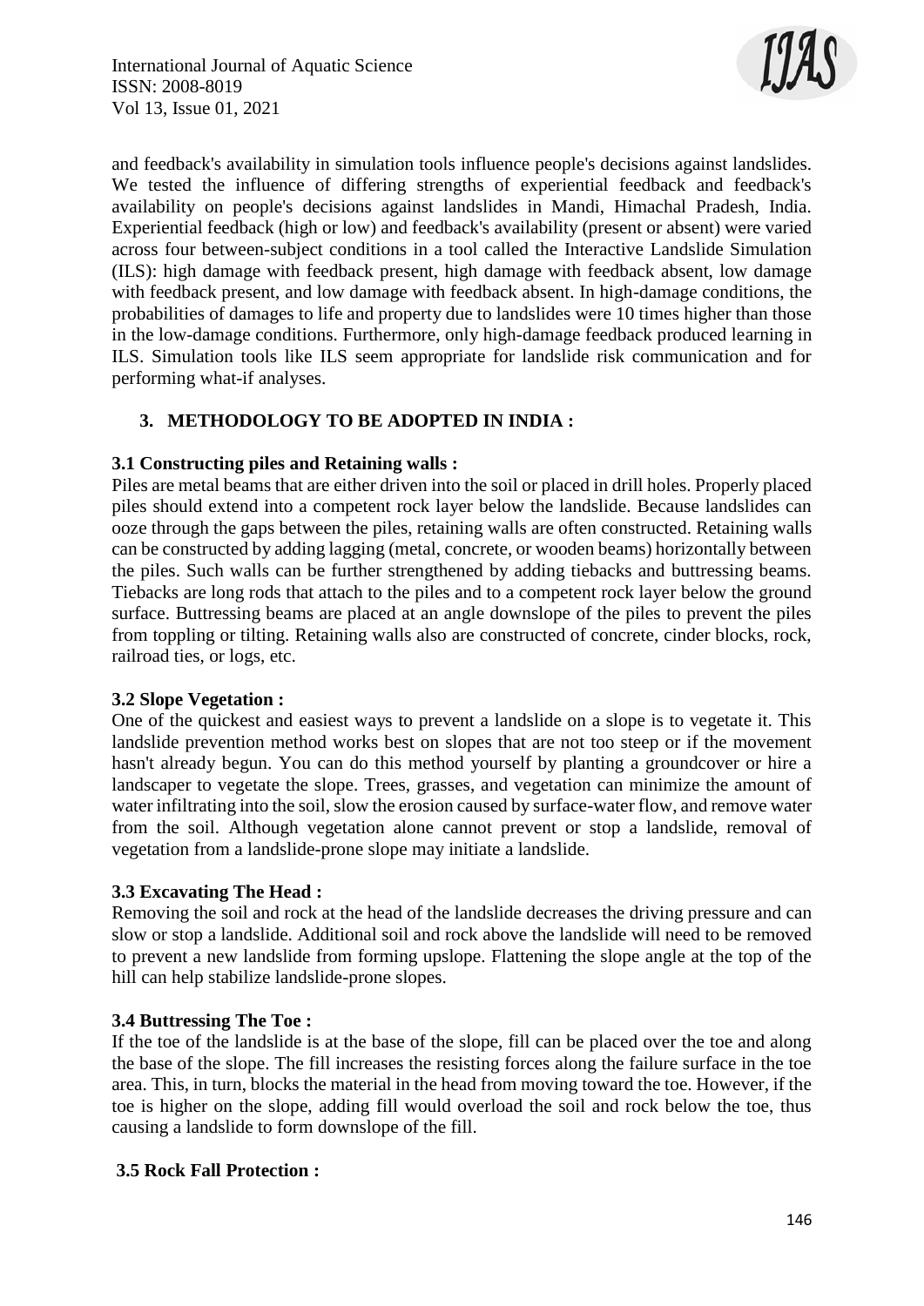and feedback's availability in simulation tools influence people's decisions against landslides. We tested the influence of differing strengths of experiential feedback and feedback's availability on people's decisions against landslides in Mandi, Himachal Pradesh, India. Experiential feedback (high or low) and feedback's availability (present or absent) were varied across four between-subject conditions in a tool called the Interactive Landslide Simulation (ILS): high damage with feedback present, high damage with feedback absent, low damage with feedback present, and low damage with feedback absent. In high-damage conditions, the probabilities of damages to life and property due to landslides were 10 times higher than those in the low-damage conditions. Furthermore, only high-damage feedback produced learning in ILS. Simulation tools like ILS seem appropriate for landslide risk communication and for performing what-if analyses.

## 3. METHODOLOGY TO BE ADOPTED IN INDIA :

### 3.1 Constructing piles and Retaining walls :

Piles are metal beams that are either driven into the soil or placed in drill holes. Properly placed piles should extend into a competent rock layer below the landslide. Because landslides can ooze through the gaps between the piles, retaining walls are often constructed. Retaining walls can be constructed by adding lagging (metal, concrete, or wooden beams) horizontally between the piles. Such walls can be further strengthened by adding tiebacks and buttressing beams. Tiebacks are long rods that attach to the piles and to a competent rock layer below the ground surface. Buttressing beams are placed at an angle downslope of the piles to prevent the piles from toppling or tilting. Retaining walls also are constructed of concrete, cinder blocks, rock, railroad ties, or logs, etc.

### 3.2 Slope Vegetation :

One of the quickest and easiest ways to prevent a landslide on a slope is to vegetate it. This landslide prevention method works best on slopes that are not too steep or if the movement hasn't already begun. You can do this method yourself by planting a groundcover or hire a landscaper to vegetate the slope. Trees, grasses, and vegetation can minimize the amount of water infiltrating into the soil, slow the erosion caused by surface-water flow, and remove water from the soil. Although vegetation alone cannot prevent or stop a landslide, removal of vegetation from a landslide-prone slope may initiate a landslide.

### 3.3 Excavating The Head :

Removing the soil and rock at the head of the landslide decreases the driving pressure and can slow or stop a landslide. Additional soil and rock above the landslide will need to be removed to prevent a new landslide from forming upslope. Flattening the slope angle at the top of the hill can help stabilize landslide-prone slopes.

### 3.4 Buttressing The Toe :

If the toe of the landslide is at the base of the slope, fill can be placed over the toe and along the base of the slope. The fill increases the resisting forces along the failure surface in the toe area. This, in turn, blocks the material in the head from moving toward the toe. However, if the toe is higher on the slope, adding fill would overload the soil and rock below the toe, thus causing a landslide to form downslope of the fill.

### 3.5 Rock Fall Protection :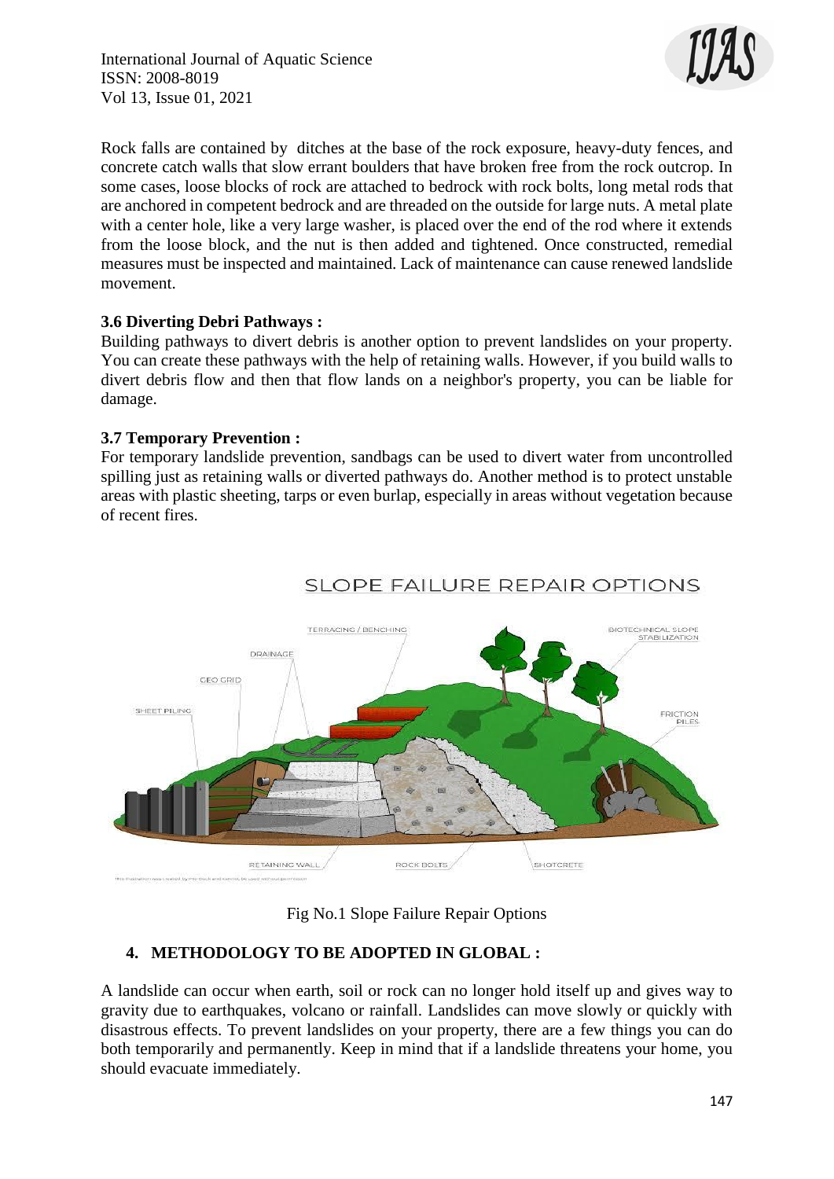Rock falls are contained by ditches at the base of the rock exposure, heavy-duty fences, and concrete catch walls that slow errant boulders that have broken free from the rock outcrop. In some cases, loose blocks of rock are attached to bedrock with rock bolts, long metal rods that are anchored in competent bedrock and are threaded on the outside for large nuts. A metal plate with a center hole, like a very large washer, is placed over the end of the rod where it extends from the loose block, and the nut is then added and tightened. Once constructed, remedial measures must be inspected and maintained. Lack of maintenance can cause renewed landslide movement.

### 3.6 Diverting Debri Pathways :

Building pathways to divert debris is another option to prevent landslides on your property. You can create these pathways with the help of retaining walls. However, if you build walls to divert debris flow and then that flow lands on a neighbor's property, you can be liable for damage.

### 3.7 Temporary Prevention :

For temporary landslide prevention, sandbags can be used to divert water from uncontrolled spilling just as retaining walls or diverted pathways do. Another method is to protect unstable areas with plastic sheeting, tarps or even burlap, especially in areas without vegetation because of recent fires.

Fig No.1 Slope Failure Repair Options

## 4. METHODOLOGY TO BE ADOPTED IN GLOBAL :

A landslide can occur when earth, soil or rock can no longer hold itself up and gives way to gravity due to earthquakes, volcano or rainfall. Landslides can move slowly or quickly with disastrous effects. To prevent landslides on your property, there are a few things you can do both temporarily and permanently. Keep in mind that if a landslide threatens your home, you should evacuate immediately.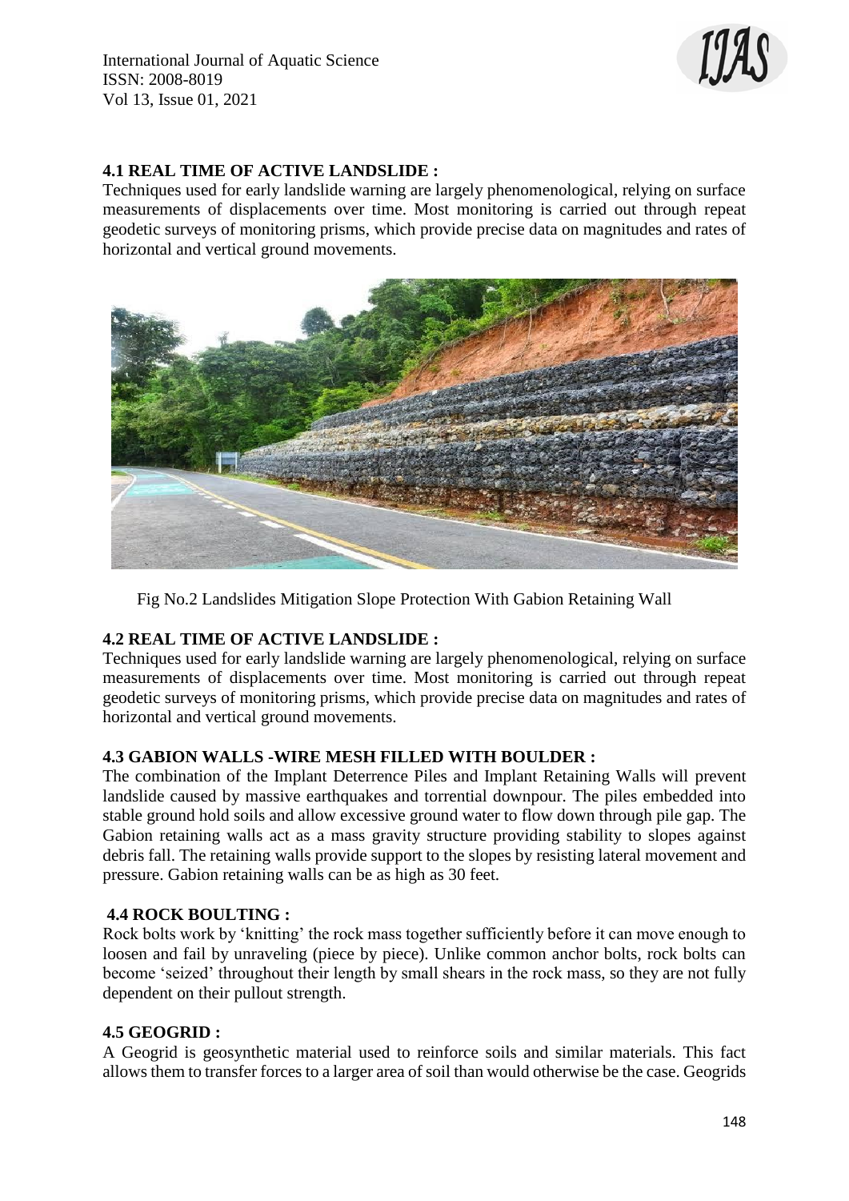### 4.1 REAL TIME OF ACTIVE LANDSLIDE :

Techniques used for early landslide warning are largely phenomenological, relying on surface measurements of displacements over time. Most monitoring is carried out through repeat geodetic surveys of monitoring prisms, which provide precise data on magnitudes and rates of horizontal and vertical ground movements.

Fig No.2 Landslides Mitigation Slope Protection With Gabion Retaining Wall

### 4.2 REAL TIME OF ACTIVE LANDSLIDE :

Techniques used for early landslide warning are largely phenomenological, relying on surface measurements of displacements over time. Most monitoring is carried out through repeat geodetic surveys of monitoring prisms, which provide precise data on magnitudes and rates of horizontal and vertical ground movements.

### 4.3 GABION WALLS -WIRE MESH FILLED WITH BOULDER :

The combination of the Implant Deterrence Piles and Implant Retaining Walls will prevent landslide caused by massive earthquakes and torrential downpour. The piles embedded into stable ground hold soils and allow excessive ground water to flow down through pile gap. The Gabion retaining walls act as a mass gravity structure providing stability to slopes against debris fall. The retaining walls provide support to the slopes by resisting lateral movement and pressure. Gabion retaining walls can be as high as 30 feet.

### 4.4 ROCK BOULTING :

Rock bolts work by 'knitting' the rock mass together sufficiently before it can move enough to loosen and fail by unraveling (piece by piece). Unlike common anchor bolts, rock bolts can become 'seized' throughout their length by small shears in the rock mass, so they are not fully dependent on their pullout strength.

### 4.5 GEOGRID :

A Geogrid is geosynthetic material used to reinforce soils and similar materials. This fact allows them to transfer forces to a larger area of soil than would otherwise be the case. Geogrids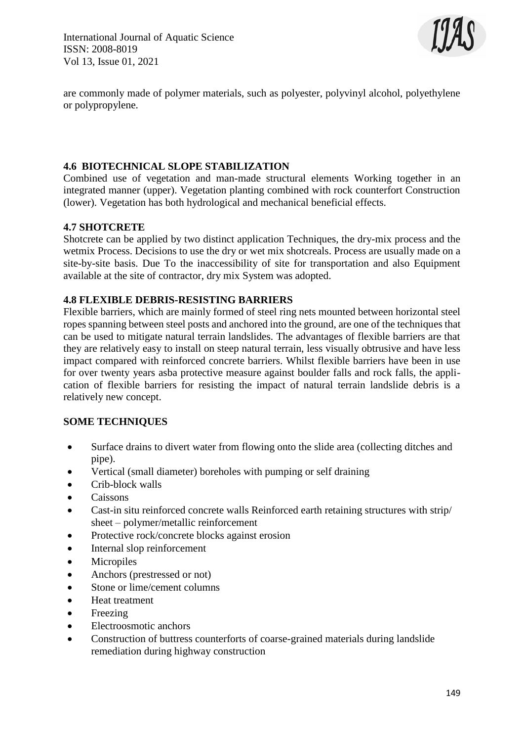are commonly made of polymer materials, such as polyester, polyvinyl alcohol, polyethylene or polypropylene.

### 4.6 BIOTECHNICAL SLOPE STABILIZATION

Combined use of vegetation and man-made structural elements Working together in an integrated manner (upper). Vegetation planting combined with rock counterfort Construction (lower). Vegetation has both hydrological and mechanical beneficial effects.

### 4.7 SHOTCRETE

Shotcrete can be applied by two distinct application Techniques, the dry-mix process and the wetmix Process. Decisions to use the dry or wet mix shotcreals. Process are usually made on a site-by-site basis. Due To the inaccessibility of site for transportation and also Equipment available at the site of contractor, dry mix System was adopted.

### 4.8 FLEXIBLE DEBRIS-RESISTING BARRIERS

Flexible barriers, which are mainly formed of steel ring nets mounted between horizontal steel ropes spanning between steel posts and anchored into the ground, are one of the techniques that can be used to mitigate natural terrain landslides. The advantages of flexible barriers are that they are relatively easy to install on steep natural terrain, less visually obtrusive and have less impact compared with reinforced concrete barriers. Whilst flexible barriers have been in use for over twenty years asba protective measure against boulder falls and rock falls, the application of flexible barriers for resisting the impact of natural terrain landslide debris is a relatively new concept.

### SOME TECHNIQUES

- Surface drains to divert water from flowing onto the slide area (collecting ditches and pipe).
- Vertical (small diameter) boreholes with pumping or self draining
- Crib-block walls
- Caissons
- Cast-in situ reinforced concrete walls Reinforced earth retaining structures with strip/ sheet – polymer/metallic reinforcement
- Protective rock/concrete blocks against erosion
- Internal slop reinforcement
- Micropiles
- Anchors (prestressed or not)
- Stone or lime/cement columns
- Heat treatment
- Freezing
- Electroosmotic anchors
- Construction of buttress counterforts of coarse-grained materials during landslide remediation during highway construction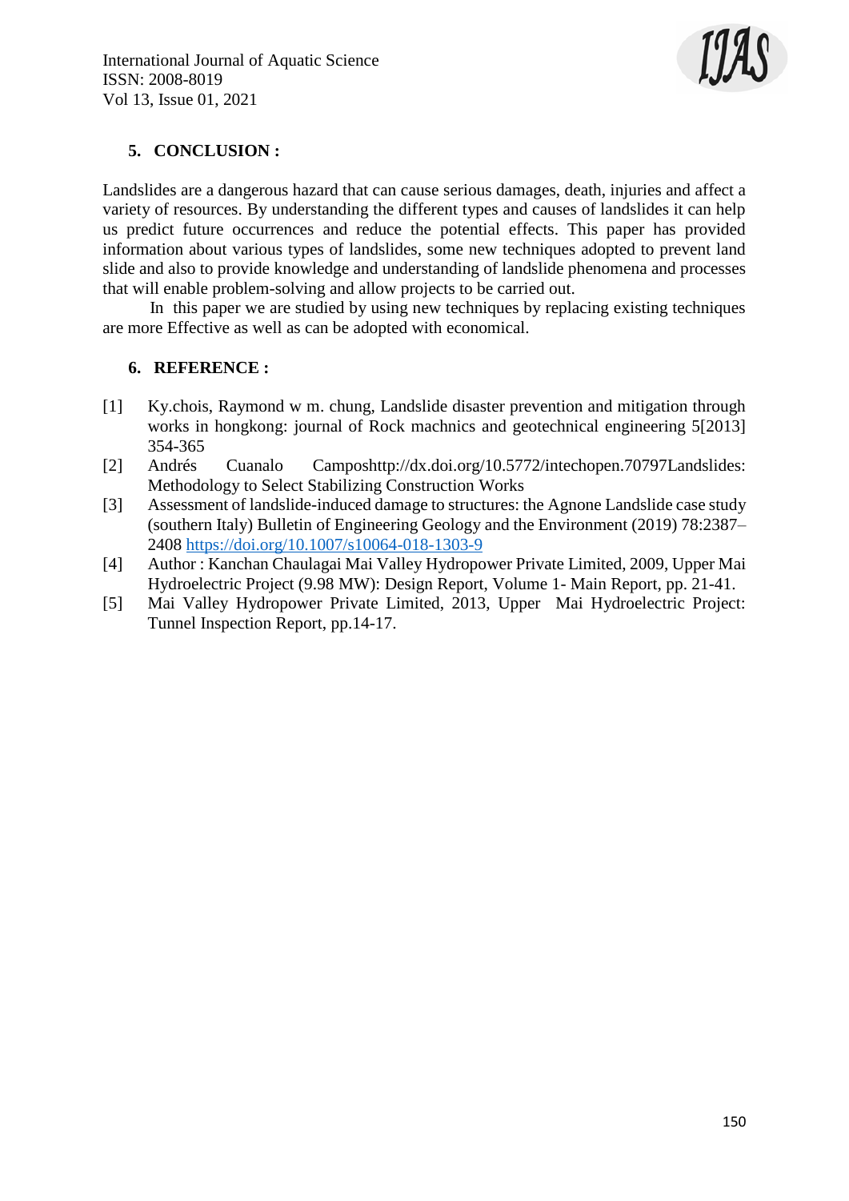## 5. CONCLUSION :

Landslides are a dangerous hazard that can cause serious damages, death, injuries and affect a variety of resources. By understanding the different types and causes of landslides it can help us predict future occurrences and reduce the potential effects. This paper has provided information about various types of landslides, some new techniques adopted to prevent land slide and also to provide knowledge and understanding of landslide phenomena and processes that will enable problem-solving and allow projects to be carried out.

In this paper we are studied by using new techniques by replacing existing techniques are more Effective as well as can be adopted with economical.

## 6. REFERENCE :

[1] Ky.chois, Raymond w m. chung, Landslide disaster prevention and mitigation through works in hongkong: journal of Rock machnics and geotechnical engineering 5[2013] 354-365

[2] Andrés Cuanalo Camposhttp://dx.doi.org/10.5772/intechopen.70797Landslides: Methodology to Select Stabilizing Construction Works

[3] Assessment of landslide-induced damage to structures: the Agnone Landslide case study (southern Italy) Bulletin of Engineering Geology and the Environment (2019) 78:2387–2408 https://doi.org/10.1007/s10064-018-1303-9

[4] Author : Kanchan Chaulagai Mai Valley Hydropower Private Limited, 2009, Upper Mai Hydroelectric Project (9.98 MW): Design Report, Volume 1- Main Report, pp. 21-41.

[5] Mai Valley Hydropower Private Limited, 2013, Upper Mai Hydroelectric Project: Tunnel Inspection Report, pp.14-17.